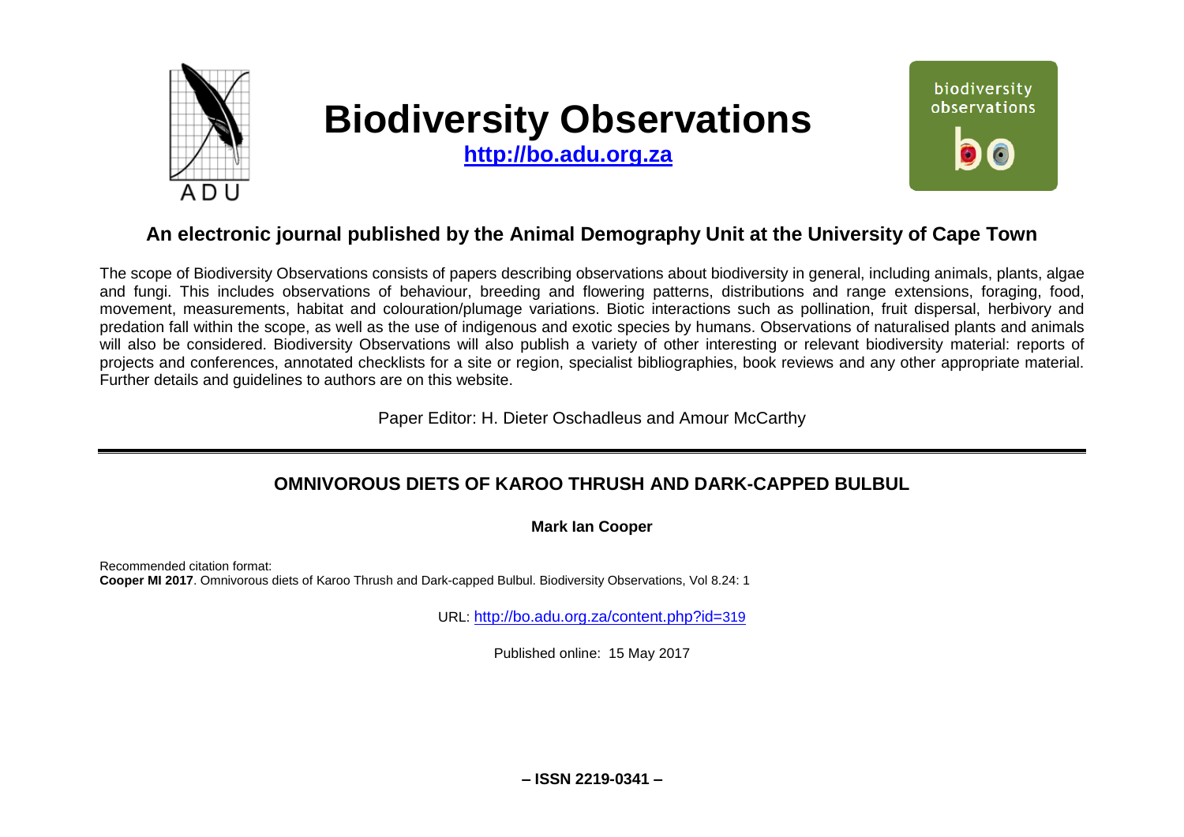# Biodiversity Observations

**http://bo.adu.org.za**

## An electronic journal published by the Animal Demography Unit at the University of Cape Town

The scope of Biodiversity Observations consists of papers describing observations about biodiversity in general, including animals, plants, algae and fungi. This includes observations of behaviour, breeding and flowering patterns, distributions and range extensions, foraging, food, movement, measurements, habitat and colouration/plumage variations. Biotic interactions such as pollination, fruit dispersal, herbivory and predation fall within the scope, as well as the use of indigenous and exotic species by humans. Observations of naturalised plants and animals will also be considered. Biodiversity Observations will also publish a variety of other interesting or relevant biodiversity material: reports of projects and conferences, annotated checklists for a site or region, specialist bibliographies, book reviews and any other appropriate material. Further details and guidelines to authors are on this website.

Paper Editor: H. Dieter Oschadleus and Amour McCarthy

---

## OMNIVOROUS DIETS OF KAROO THRUSH AND DARK-CAPPED BULBUL

**Mark Ian Cooper**

Recommended citation format:
**Cooper MI 2017**. Omnivorous diets of Karoo Thrush and Dark-capped Bulbul. Biodiversity Observations, Vol 8.24: 1

URL: http://bo.adu.org.za/content.php?id=319

Published online: 15 May 2017

**– ISSN 2219-0341 –**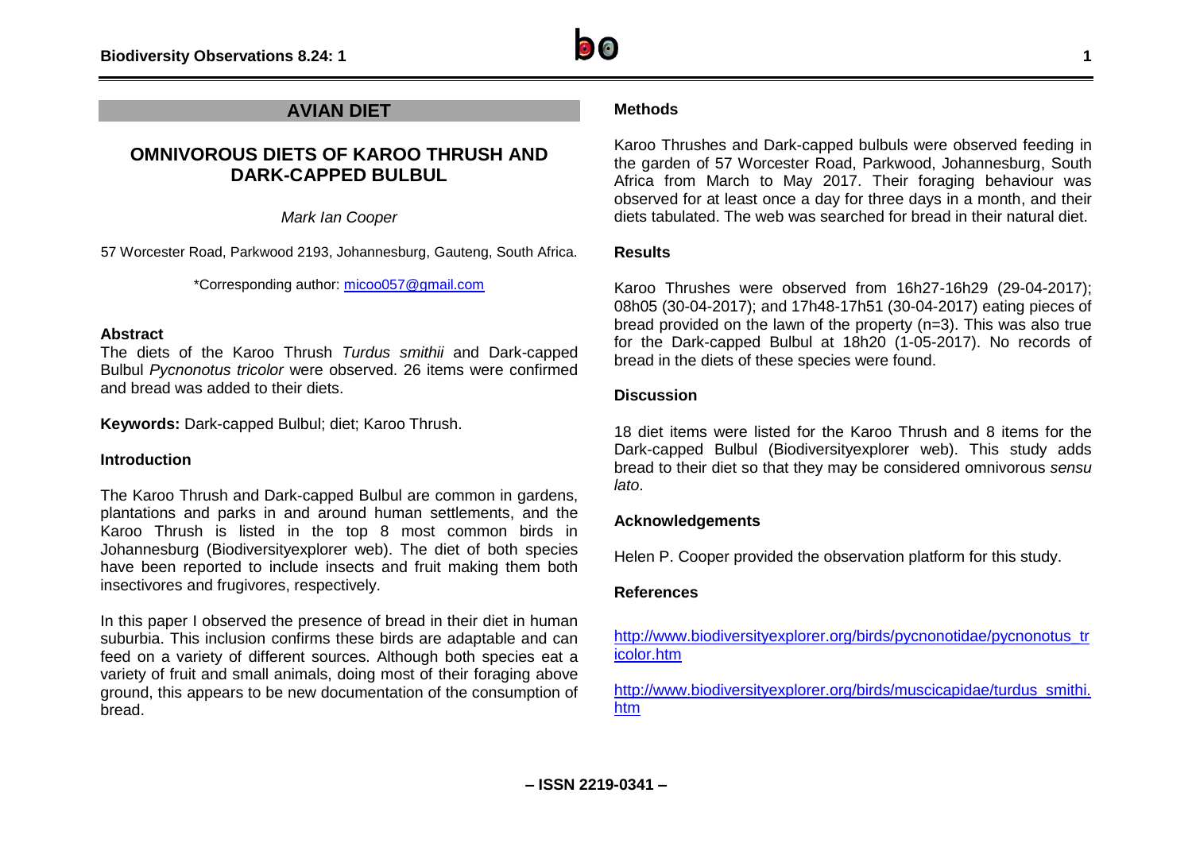## AVIAN DIET

# OMNIVOROUS DIETS OF KAROO THRUSH AND DARK-CAPPED BULBUL

*Mark Ian Cooper*

57 Worcester Road, Parkwood 2193, Johannesburg, Gauteng, South Africa.

*Corresponding author: micoo057@gmail.com

### Abstract

The diets of the Karoo Thrush *Turdus smithii* and Dark-capped Bulbul *Pycnonotus tricolor* were observed. 26 items were confirmed and bread was added to their diets.

**Keywords:** Dark-capped Bulbul; diet; Karoo Thrush.

### Introduction

The Karoo Thrush and Dark-capped Bulbul are common in gardens, plantations and parks in and around human settlements, and the Karoo Thrush is listed in the top 8 most common birds in Johannesburg (Biodiversityexplorer web). The diet of both species have been reported to include insects and fruit making them both insectivores and frugivores, respectively.

In this paper I observed the presence of bread in their diet in human suburbia. This inclusion confirms these birds are adaptable and can feed on a variety of different sources. Although both species eat a variety of fruit and small animals, doing most of their foraging above ground, this appears to be new documentation of the consumption of bread.

### Methods

Karoo Thrushes and Dark-capped bulbuls were observed feeding in the garden of 57 Worcester Road, Parkwood, Johannesburg, South Africa from March to May 2017. Their foraging behaviour was observed for at least once a day for three days in a month, and their diets tabulated. The web was searched for bread in their natural diet.

### Results

Karoo Thrushes were observed from 16h27-16h29 (29-04-2017); 08h05 (30-04-2017); and 17h48-17h51 (30-04-2017) eating pieces of bread provided on the lawn of the property (n=3). This was also true for the Dark-capped Bulbul at 18h20 (1-05-2017). No records of bread in the diets of these species were found.

### Discussion

18 diet items were listed for the Karoo Thrush and 8 items for the Dark-capped Bulbul (Biodiversityexplorer web). This study adds bread to their diet so that they may be considered omnivorous *sensu lato*.

### Acknowledgements

Helen P. Cooper provided the observation platform for this study.

### References

http://www.biodiversityexplorer.org/birds/pycnonotidae/pycnonotus_tricolor.htm

http://www.biodiversityexplorer.org/birds/muscicapidae/turdus_smithi.htm